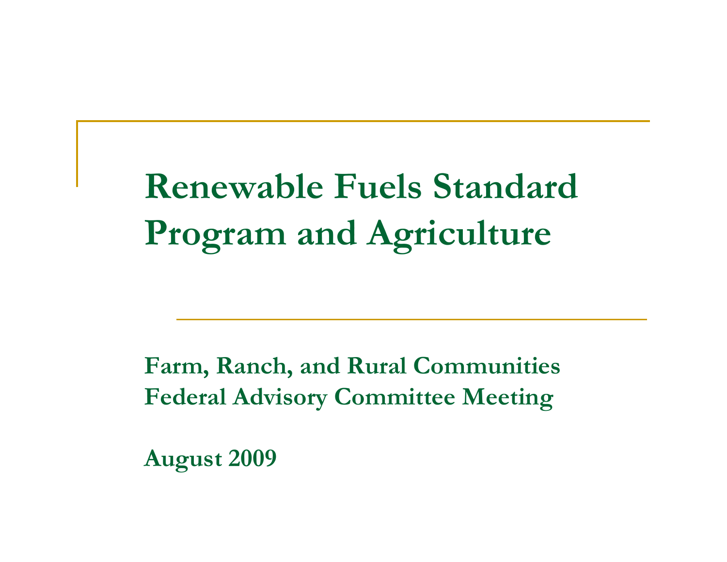# Renewable Fuels Standard Program and Agriculture

**Farm, Ranch, and Rural Communities Federal Advisory Committee Meeting**

**August 2009**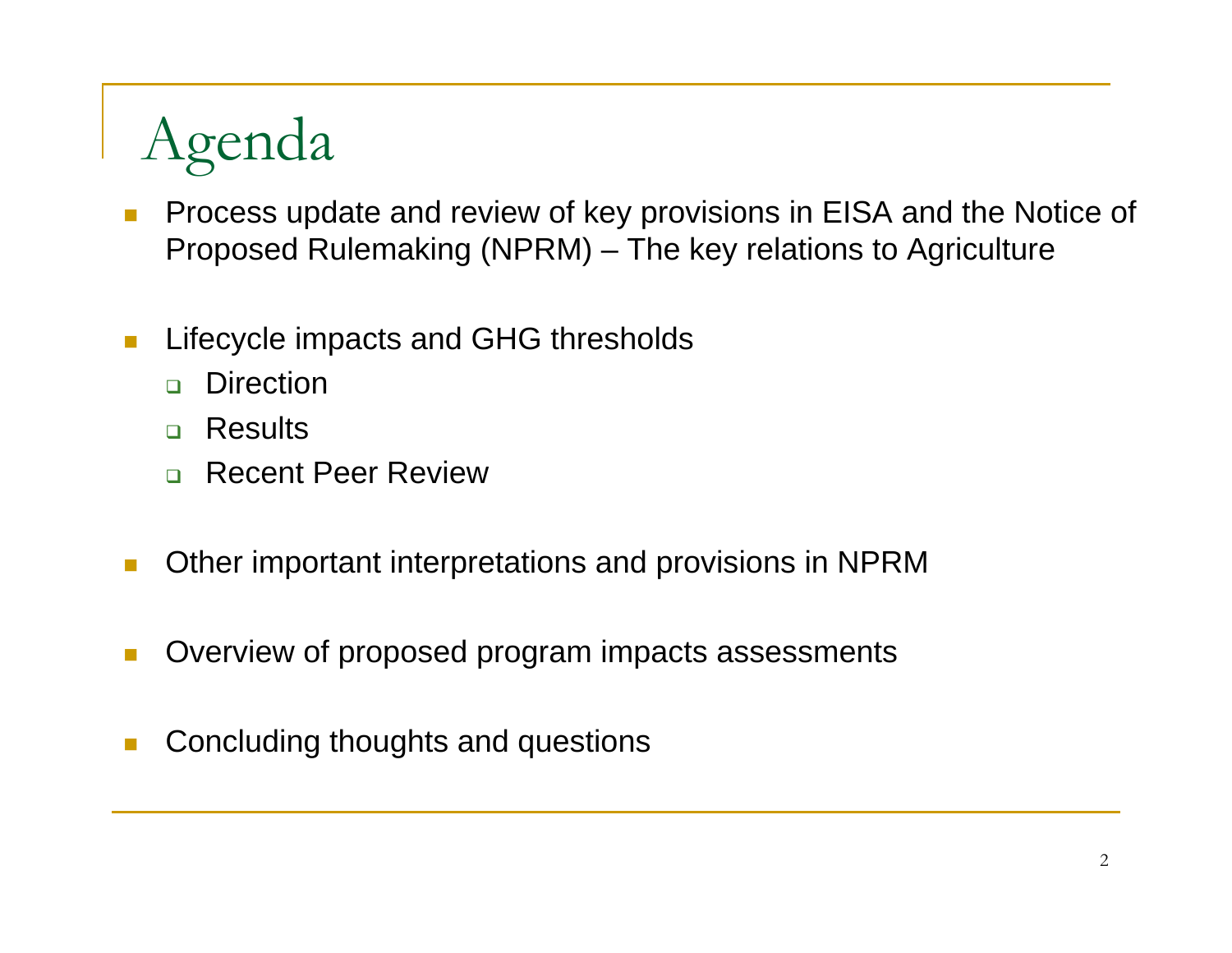# Agenda

- Process update and review of key provisions in EISA and the Notice of Proposed Rulemaking (NPRM) – The key relations to Agriculture
- Lifecycle impacts and GHG thresholds
  - Direction
  - Results
  - Recent Peer Review
- Other important interpretations and provisions in NPRM
- Overview of proposed program impacts assessments
- Concluding thoughts and questions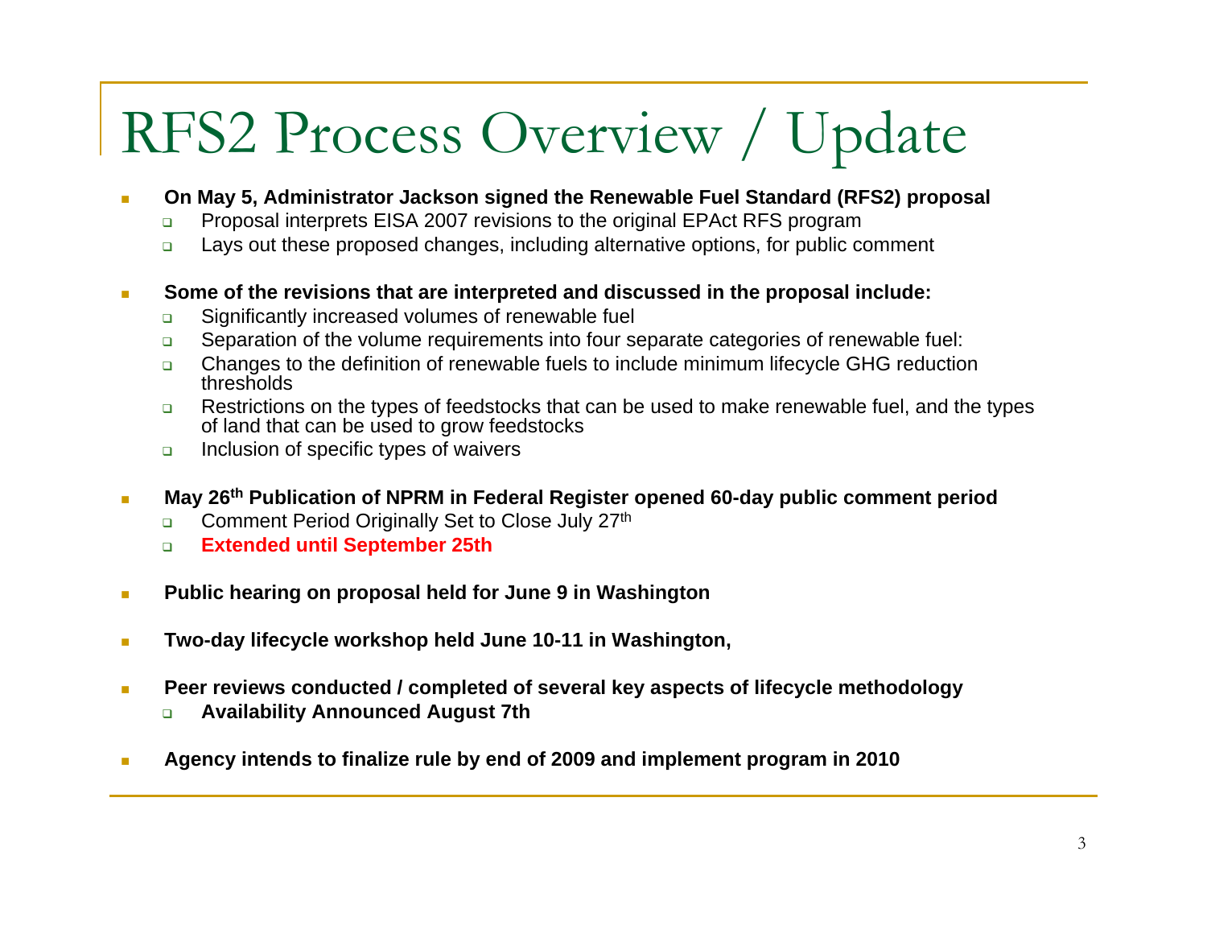# RFS2 Process Overview / Update

- **On May 5, Administrator Jackson signed the Renewable Fuel Standard (RFS2) proposal**
  - Proposal interprets EISA 2007 revisions to the original EPAct RFS program
  - Lays out these proposed changes, including alternative options, for public comment
- **Some of the revisions that are interpreted and discussed in the proposal include:**
  - Significantly increased volumes of renewable fuel
  - Separation of the volume requirements into four separate categories of renewable fuel:
  - Changes to the definition of renewable fuels to include minimum lifecycle GHG reduction thresholds
  - Restrictions on the types of feedstocks that can be used to make renewable fuel, and the types of land that can be used to grow feedstocks
  - Inclusion of specific types of waivers
- **May 26$^{th}$ Publication of NPRM in Federal Register opened 60-day public comment period**
  - Comment Period Originally Set to Close July 27$^{th}$
  - **Extended until September 25th**
- **Public hearing on proposal held for June 9 in Washington**
- **Two-day lifecycle workshop held June 10-11 in Washington,**
- **Peer reviews conducted / completed of several key aspects of lifecycle methodology**
  - **Availability Announced August 7th**
- **Agency intends to finalize rule by end of 2009 and implement program in 2010**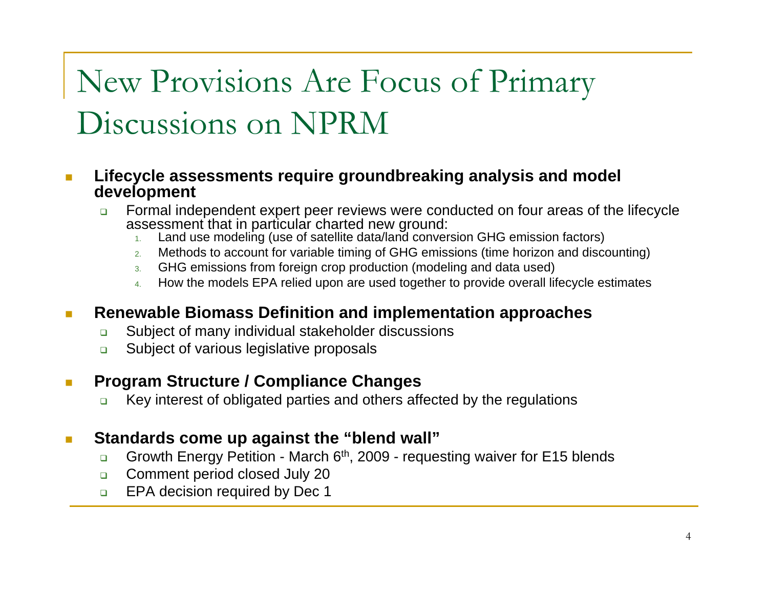# New Provisions Are Focus of Primary Discussions on NPRM

- **Lifecycle assessments require groundbreaking analysis and model development**
  - Formal independent expert peer reviews were conducted on four areas of the lifecycle assessment that in particular charted new ground:
    1. Land use modeling (use of satellite data/land conversion GHG emission factors)
    2. Methods to account for variable timing of GHG emissions (time horizon and discounting)
    3. GHG emissions from foreign crop production (modeling and data used)
    4. How the models EPA relied upon are used together to provide overall lifecycle estimates

- **Renewable Biomass Definition and implementation approaches**
  - Subject of many individual stakeholder discussions
  - Subject of various legislative proposals

- **Program Structure / Compliance Changes**
  - Key interest of obligated parties and others affected by the regulations

- **Standards come up against the "blend wall"**
  - Growth Energy Petition - March 6th, 2009 - requesting waiver for E15 blends
  - Comment period closed July 20
  - EPA decision required by Dec 1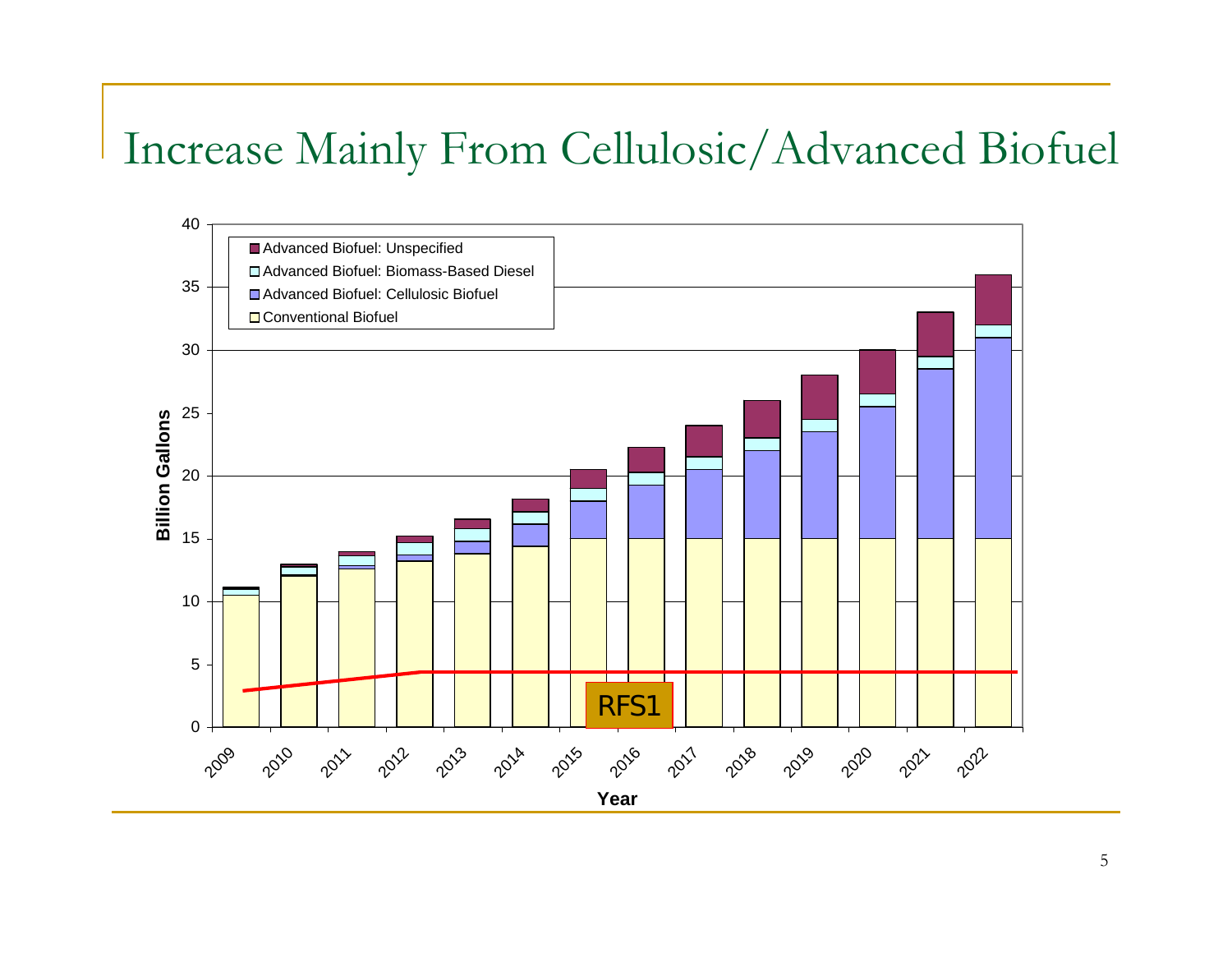# Increase Mainly From Cellulosic/Advanced Biofuel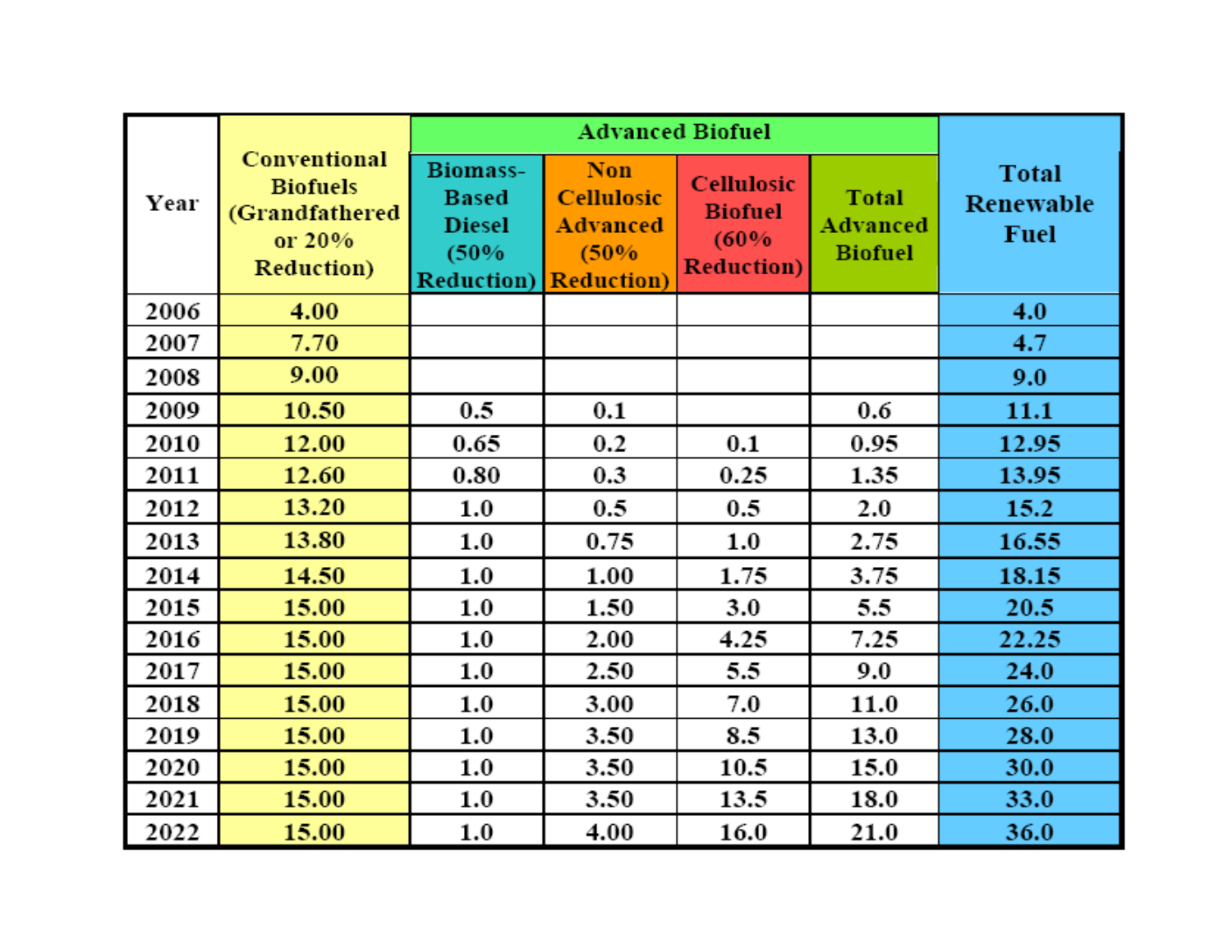| Year | Conventional Biofuels (Grandfathered or 20% Reduction) | Advanced Biofuel | | | | Total Renewable Fuel |
|---|---|---|---|---|---|---|
| | | Biomass-Based Diesel (50% Reduction) | Non Cellulosic Advanced (50% Reduction) | Cellulosic Biofuel (60% Reduction) | Total Advanced Biofuel | |
| 2006 | 4.00 | | | | | 4.0 |
| 2007 | 7.70 | | | | | 4.7 |
| 2008 | 9.00 | | | | | 9.0 |
| 2009 | 10.50 | 0.5 | 0.1 | | 0.6 | 11.1 |
| 2010 | 12.00 | 0.65 | 0.2 | 0.1 | 0.95 | 12.95 |
| 2011 | 12.60 | 0.80 | 0.3 | 0.25 | 1.35 | 13.95 |
| 2012 | 13.20 | 1.0 | 0.5 | 0.5 | 2.0 | 15.2 |
| 2013 | 13.80 | 1.0 | 0.75 | 1.0 | 2.75 | 16.55 |
| 2014 | 14.50 | 1.0 | 1.00 | 1.75 | 3.75 | 18.15 |
| 2015 | 15.00 | 1.0 | 1.50 | 3.0 | 5.5 | 20.5 |
| 2016 | 15.00 | 1.0 | 2.00 | 4.25 | 7.25 | 22.25 |
| 2017 | 15.00 | 1.0 | 2.50 | 5.5 | 9.0 | 24.0 |
| 2018 | 15.00 | 1.0 | 3.00 | 7.0 | 11.0 | 26.0 |
| 2019 | 15.00 | 1.0 | 3.50 | 8.5 | 13.0 | 28.0 |
| 2020 | 15.00 | 1.0 | 3.50 | 10.5 | 15.0 | 30.0 |
| 2021 | 15.00 | 1.0 | 3.50 | 13.5 | 18.0 | 33.0 |
| 2022 | 15.00 | 1.0 | 4.00 | 16.0 | 21.0 | 36.0 |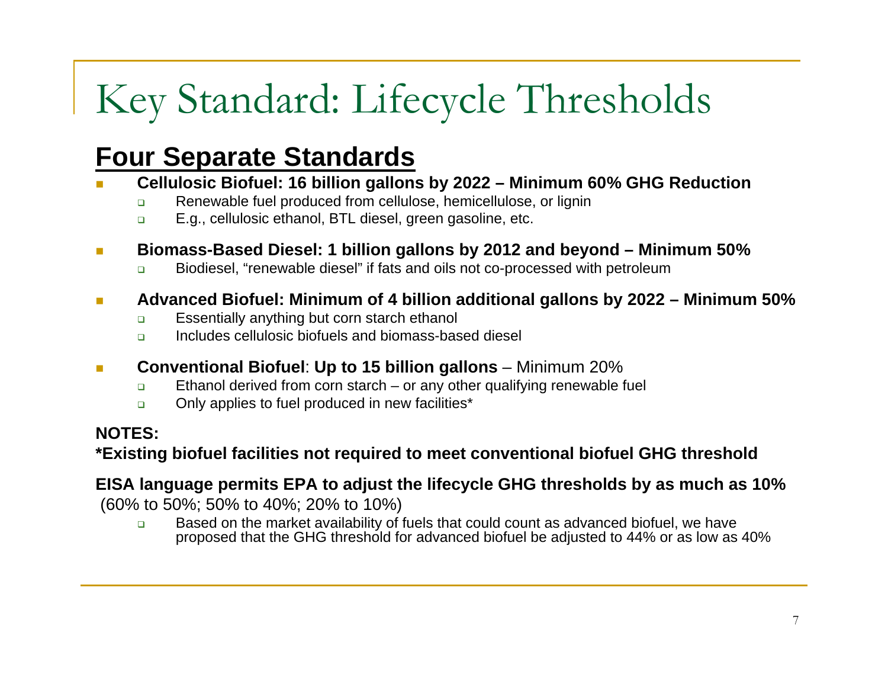# Key Standard: Lifecycle Thresholds

## Four Separate Standards

- **Cellulosic Biofuel: 16 billion gallons by 2022 – Minimum 60% GHG Reduction**
  - Renewable fuel produced from cellulose, hemicellulose, or lignin
  - E.g., cellulosic ethanol, BTL diesel, green gasoline, etc.
- **Biomass-Based Diesel: 1 billion gallons by 2012 and beyond – Minimum 50%**
  - Biodiesel, "renewable diesel" if fats and oils not co-processed with petroleum
- **Advanced Biofuel: Minimum of 4 billion additional gallons by 2022 – Minimum 50%**
  - Essentially anything but corn starch ethanol
  - Includes cellulosic biofuels and biomass-based diesel
- **Conventional Biofuel**: **Up to 15 billion gallons** – Minimum 20%
  - Ethanol derived from corn starch – or any other qualifying renewable fuel
  - Only applies to fuel produced in new facilities*

**NOTES:**

***Existing biofuel facilities not required to meet conventional biofuel GHG threshold**

**EISA language permits EPA to adjust the lifecycle GHG thresholds by as much as 10%** (60% to 50%; 50% to 40%; 20% to 10%)

- Based on the market availability of fuels that could count as advanced biofuel, we have proposed that the GHG threshold for advanced biofuel be adjusted to 44% or as low as 40%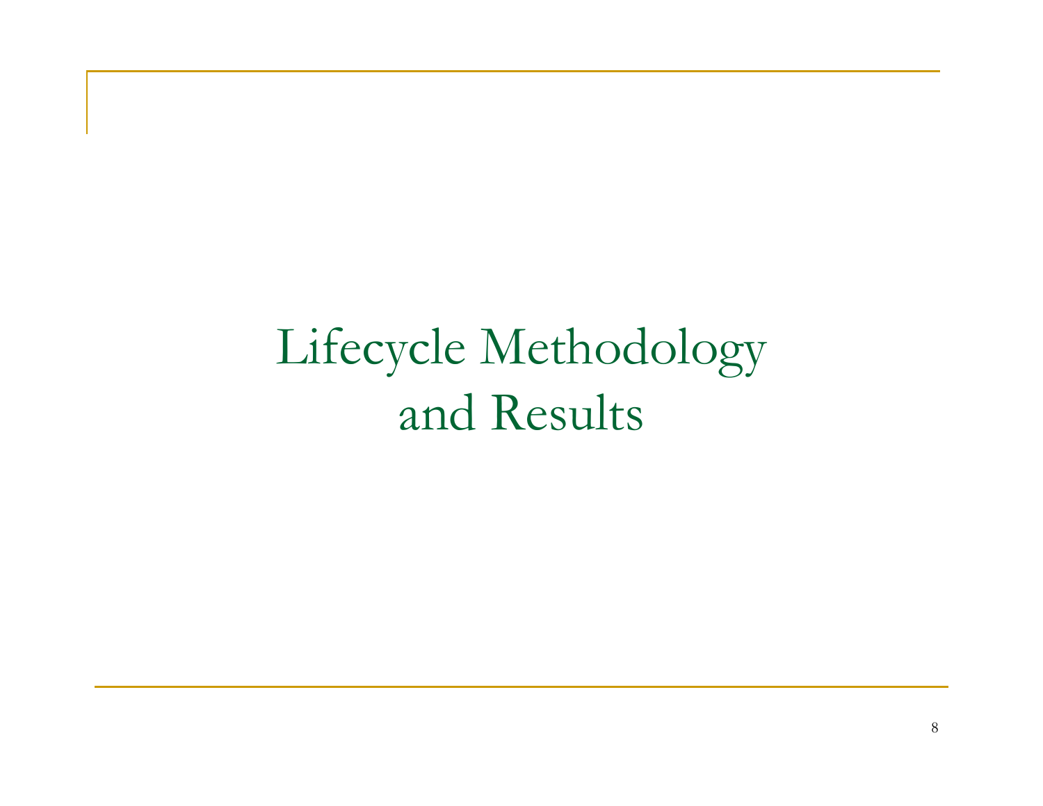# Lifecycle Methodology and Results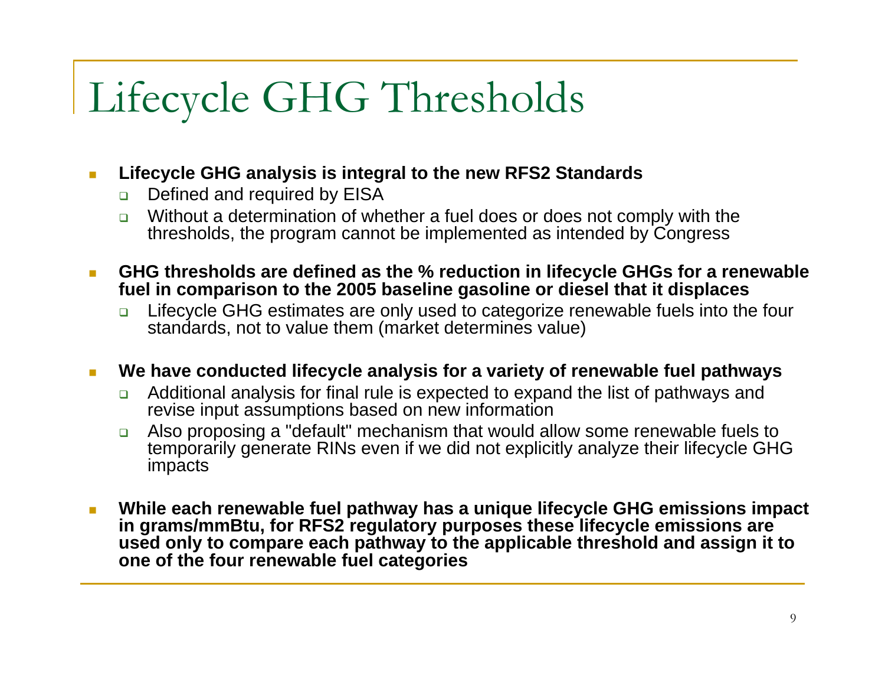# Lifecycle GHG Thresholds

- **Lifecycle GHG analysis is integral to the new RFS2 Standards**
  - Defined and required by EISA
  - Without a determination of whether a fuel does or does not comply with the thresholds, the program cannot be implemented as intended by Congress
- **GHG thresholds are defined as the % reduction in lifecycle GHGs for a renewable fuel in comparison to the 2005 baseline gasoline or diesel that it displaces**
  - Lifecycle GHG estimates are only used to categorize renewable fuels into the four standards, not to value them (market determines value)
- **We have conducted lifecycle analysis for a variety of renewable fuel pathways**
  - Additional analysis for final rule is expected to expand the list of pathways and revise input assumptions based on new information
  - Also proposing a "default" mechanism that would allow some renewable fuels to temporarily generate RINs even if we did not explicitly analyze their lifecycle GHG impacts
- **While each renewable fuel pathway has a unique lifecycle GHG emissions impact in grams/mmBtu, for RFS2 regulatory purposes these lifecycle emissions are used only to compare each pathway to the applicable threshold and assign it to one of the four renewable fuel categories**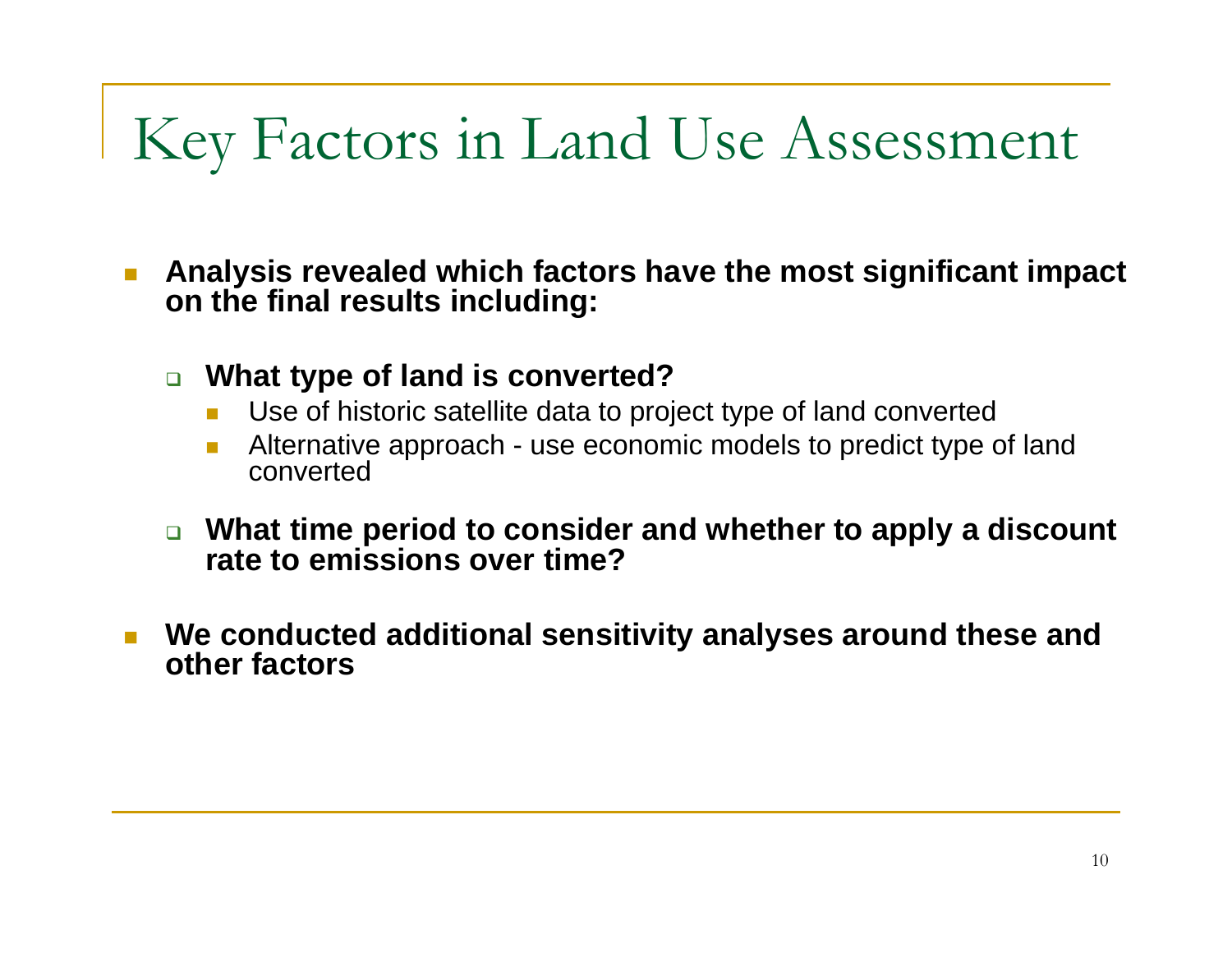# Key Factors in Land Use Assessment

- **Analysis revealed which factors have the most significant impact on the final results including:**
  - **What type of land is converted?**
    - Use of historic satellite data to project type of land converted
    - Alternative approach - use economic models to predict type of land converted
  - **What time period to consider and whether to apply a discount rate to emissions over time?**
- **We conducted additional sensitivity analyses around these and other factors**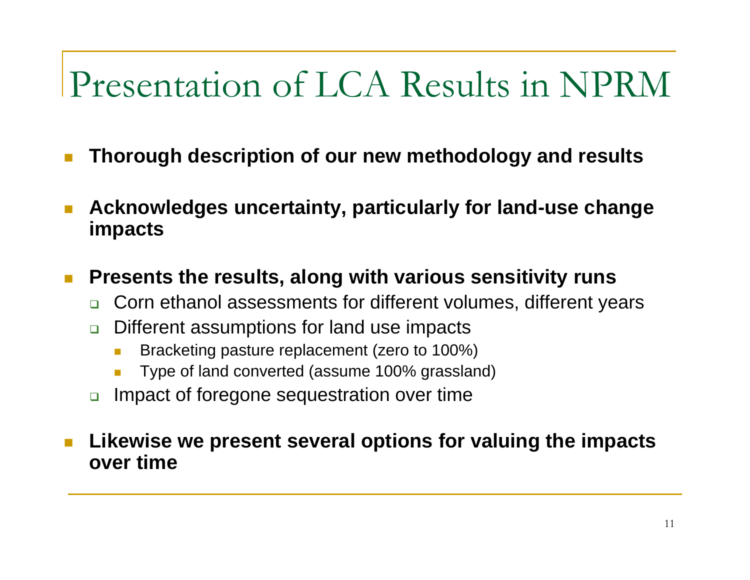# Presentation of LCA Results in NPRM

- **Thorough description of our new methodology and results**
- **Acknowledges uncertainty, particularly for land-use change impacts**
- **Presents the results, along with various sensitivity runs**
  - Corn ethanol assessments for different volumes, different years
  - Different assumptions for land use impacts
    - Bracketing pasture replacement (zero to 100%)
    - Type of land converted (assume 100% grassland)
  - Impact of foregone sequestration over time
- **Likewise we present several options for valuing the impacts over time**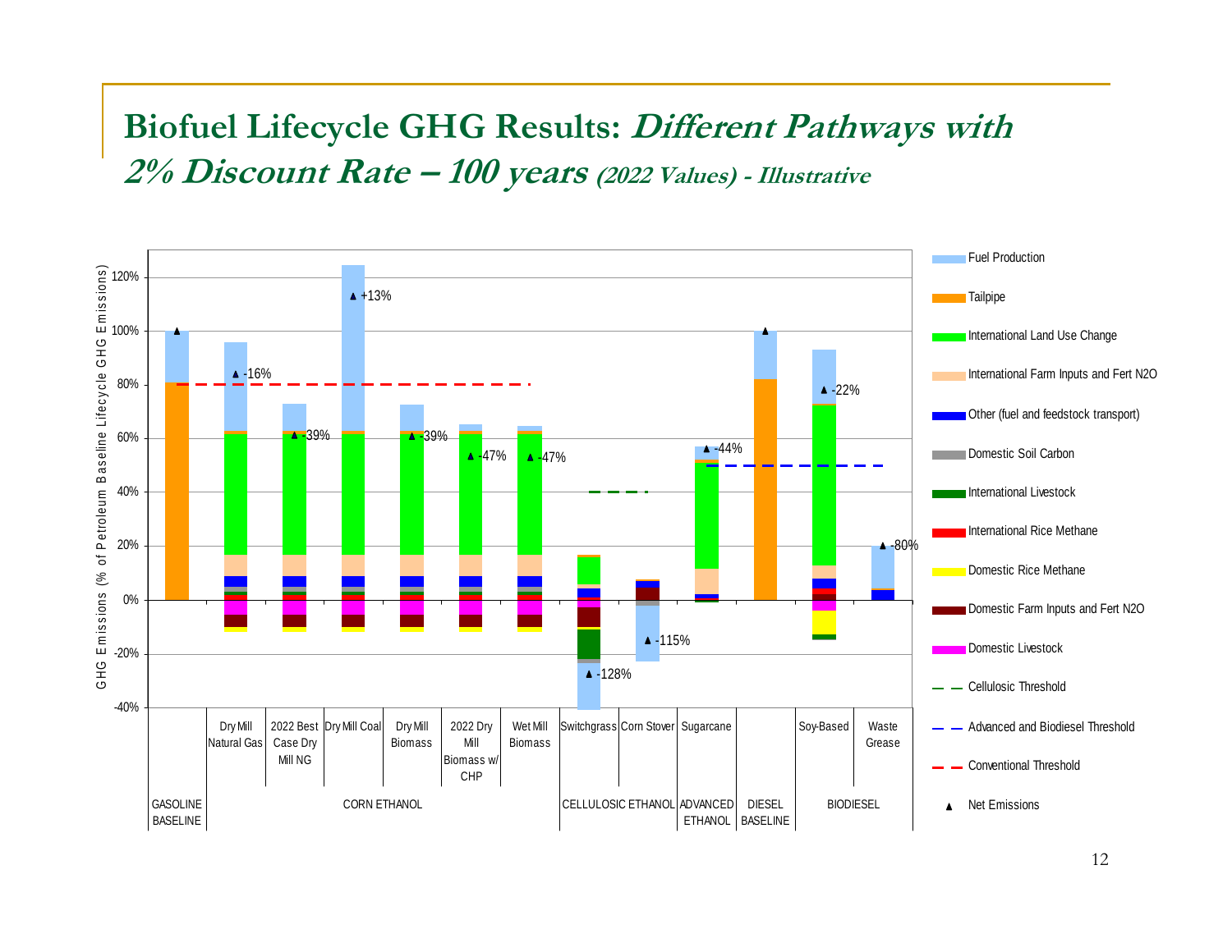# Biofuel Lifecycle GHG Results: *Different Pathways with 2% Discount Rate – 100 years* *(2022 Values) - Illustrative*

GHG Emissions (% of Petroleum Baseline Lifecycle GHG Emissions)

| Fuel Category | Pathway | Net Emissions |
|---|---|---|
| GASOLINE BASELINE | | 100% |
| CORN ETHANOL | Dry Mill Natural Gas | -16% |
| CORN ETHANOL | 2022 Best Case Dry Mill NG | -39% |
| CORN ETHANOL | Dry Mill Coal | +13% |
| CORN ETHANOL | Dry Mill Biomass | -39% |
| CORN ETHANOL | 2022 Dry Mill Biomass w/ CHP | -47% |
| CORN ETHANOL | Wet Mill Biomass | -47% |
| CELLULOSIC ETHANOL | Switchgrass | -128% |
| CELLULOSIC ETHANOL | Corn Stover | -115% |
| ADVANCED ETHANOL | Sugarcane | -44% |
| DIESEL BASELINE | | 100% |
| BIODIESEL | Soy-Based | -22% |
| BIODIESEL | Waste Grease | -80% |

Legend: Fuel Production; Tailpipe; International Land Use Change; International Farm Inputs and Fert N2O; Other (fuel and feedstock transport); Domestic Soil Carbon; International Livestock; International Rice Methane; Domestic Rice Methane; Domestic Farm Inputs and Fert N2O; Domestic Livestock; Cellulosic Threshold; Advanced and Biodiesel Threshold; Conventional Threshold; Net Emissions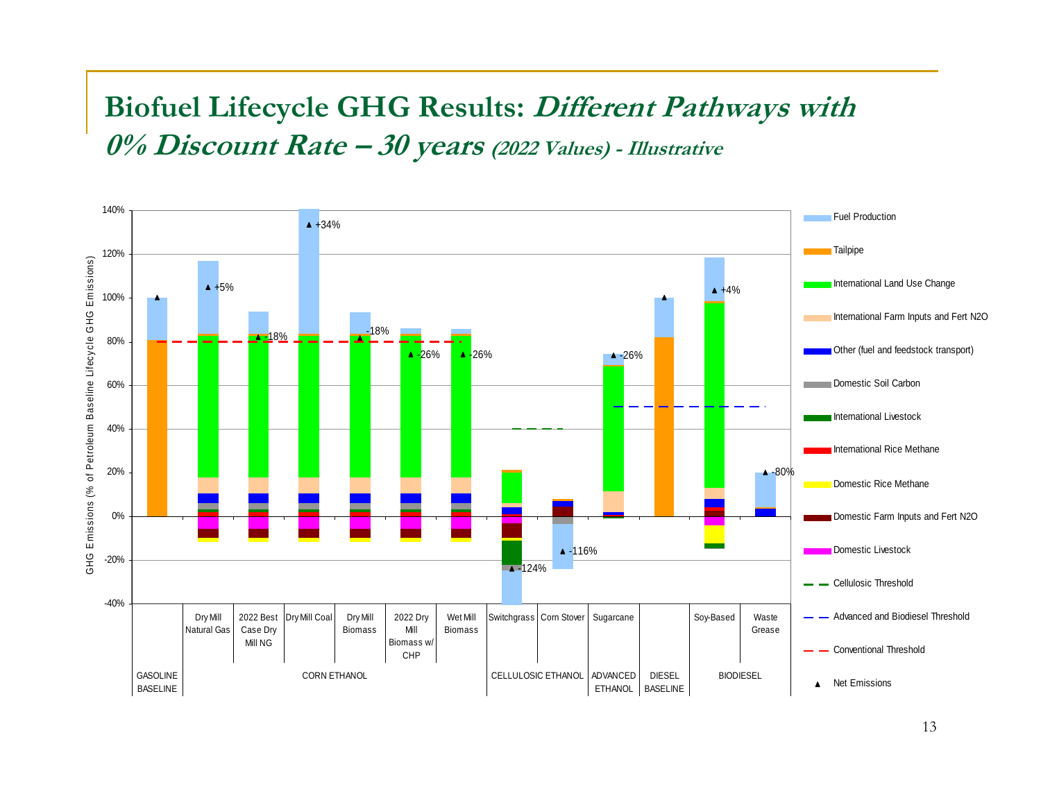# Biofuel Lifecycle GHG Results: *Different Pathways with 0% Discount Rate – 30 years (2022 Values) - Illustrative*

GHG Emissions (% of Petroleum Baseline Lifecycle GHG Emissions)

| Category | Pathway | Net Emissions |
| --- | --- | --- |
| GASOLINE BASELINE | | |
| CORN ETHANOL | Dry Mill Natural Gas | +5% |
| | 2022 Best Case Dry Mill NG | -18% |
| | Dry Mill Coal | +34% |
| | Dry Mill Biomass | -18% |
| | 2022 Dry Mill Biomass w/ CHP | -26% |
| | Wet Mill Biomass | -26% |
| CELLULOSIC ETHANOL | Switchgrass | -124% |
| | Corn Stover | -116% |
| ADVANCED ETHANOL | Sugarcane | -26% |
| DIESEL BASELINE | | |
| BIODIESEL | Soy-Based | +4% |
| | Waste Grease | -80% |

Legend: Fuel Production; Tailpipe; International Land Use Change; International Farm Inputs and Fert N2O; Other (fuel and feedstock transport); Domestic Soil Carbon; International Livestock; International Rice Methane; Domestic Rice Methane; Domestic Farm Inputs and Fert N2O; Domestic Livestock; Cellulosic Threshold; Advanced and Biodiesel Threshold; Conventional Threshold; Net Emissions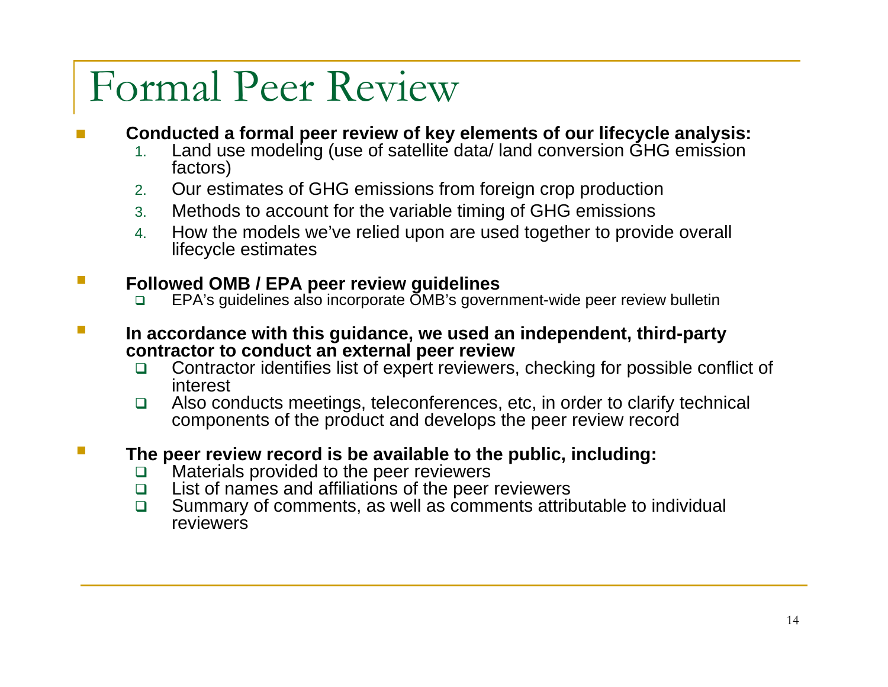# Formal Peer Review

- **Conducted a formal peer review of key elements of our lifecycle analysis:**
  1. Land use modeling (use of satellite data/ land conversion GHG emission factors)
  2. Our estimates of GHG emissions from foreign crop production
  3. Methods to account for the variable timing of GHG emissions
  4. How the models we've relied upon are used together to provide overall lifecycle estimates

- **Followed OMB / EPA peer review guidelines**
  - EPA's guidelines also incorporate OMB's government-wide peer review bulletin

- **In accordance with this guidance, we used an independent, third-party contractor to conduct an external peer review**
  - Contractor identifies list of expert reviewers, checking for possible conflict of interest
  - Also conducts meetings, teleconferences, etc, in order to clarify technical components of the product and develops the peer review record

- **The peer review record is be available to the public, including:**
  - Materials provided to the peer reviewers
  - List of names and affiliations of the peer reviewers
  - Summary of comments, as well as comments attributable to individual reviewers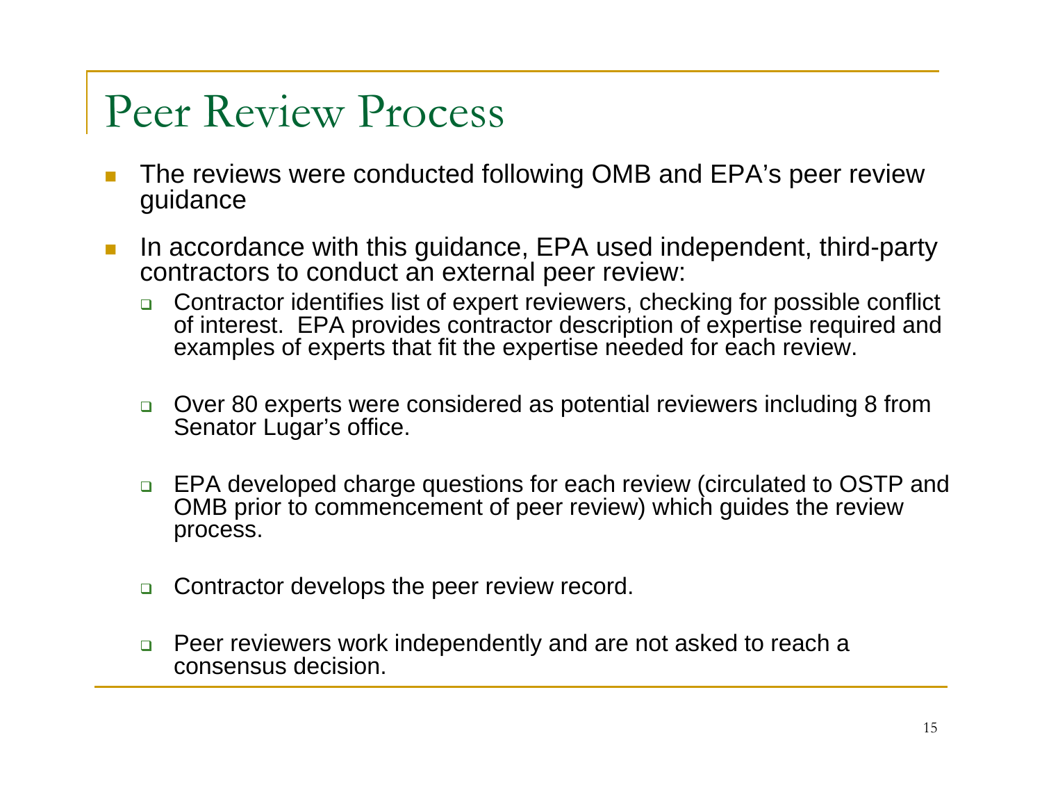# Peer Review Process

- The reviews were conducted following OMB and EPA's peer review guidance
- In accordance with this guidance, EPA used independent, third-party contractors to conduct an external peer review:
  - Contractor identifies list of expert reviewers, checking for possible conflict of interest. EPA provides contractor description of expertise required and examples of experts that fit the expertise needed for each review.
  - Over 80 experts were considered as potential reviewers including 8 from Senator Lugar's office.
  - EPA developed charge questions for each review (circulated to OSTP and OMB prior to commencement of peer review) which guides the review process.
  - Contractor develops the peer review record.
  - Peer reviewers work independently and are not asked to reach a consensus decision.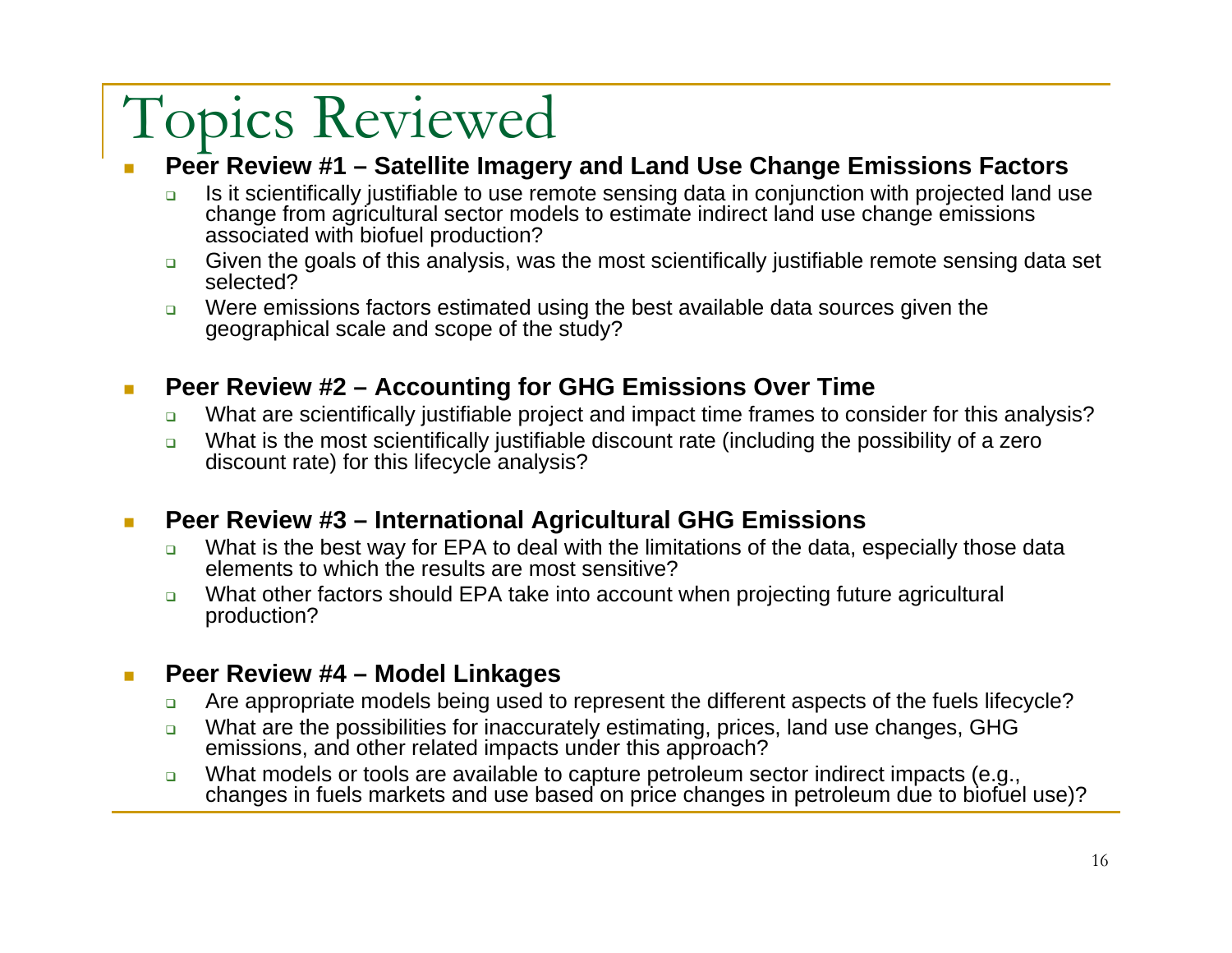# Topics Reviewed

- **Peer Review #1 – Satellite Imagery and Land Use Change Emissions Factors**
  - Is it scientifically justifiable to use remote sensing data in conjunction with projected land use change from agricultural sector models to estimate indirect land use change emissions associated with biofuel production?
  - Given the goals of this analysis, was the most scientifically justifiable remote sensing data set selected?
  - Were emissions factors estimated using the best available data sources given the geographical scale and scope of the study?

- **Peer Review #2 – Accounting for GHG Emissions Over Time**
  - What are scientifically justifiable project and impact time frames to consider for this analysis?
  - What is the most scientifically justifiable discount rate (including the possibility of a zero discount rate) for this lifecycle analysis?

- **Peer Review #3 – International Agricultural GHG Emissions**
  - What is the best way for EPA to deal with the limitations of the data, especially those data elements to which the results are most sensitive?
  - What other factors should EPA take into account when projecting future agricultural production?

- **Peer Review #4 – Model Linkages**
  - Are appropriate models being used to represent the different aspects of the fuels lifecycle?
  - What are the possibilities for inaccurately estimating, prices, land use changes, GHG emissions, and other related impacts under this approach?
  - What models or tools are available to capture petroleum sector indirect impacts (e.g., changes in fuels markets and use based on price changes in petroleum due to biofuel use)?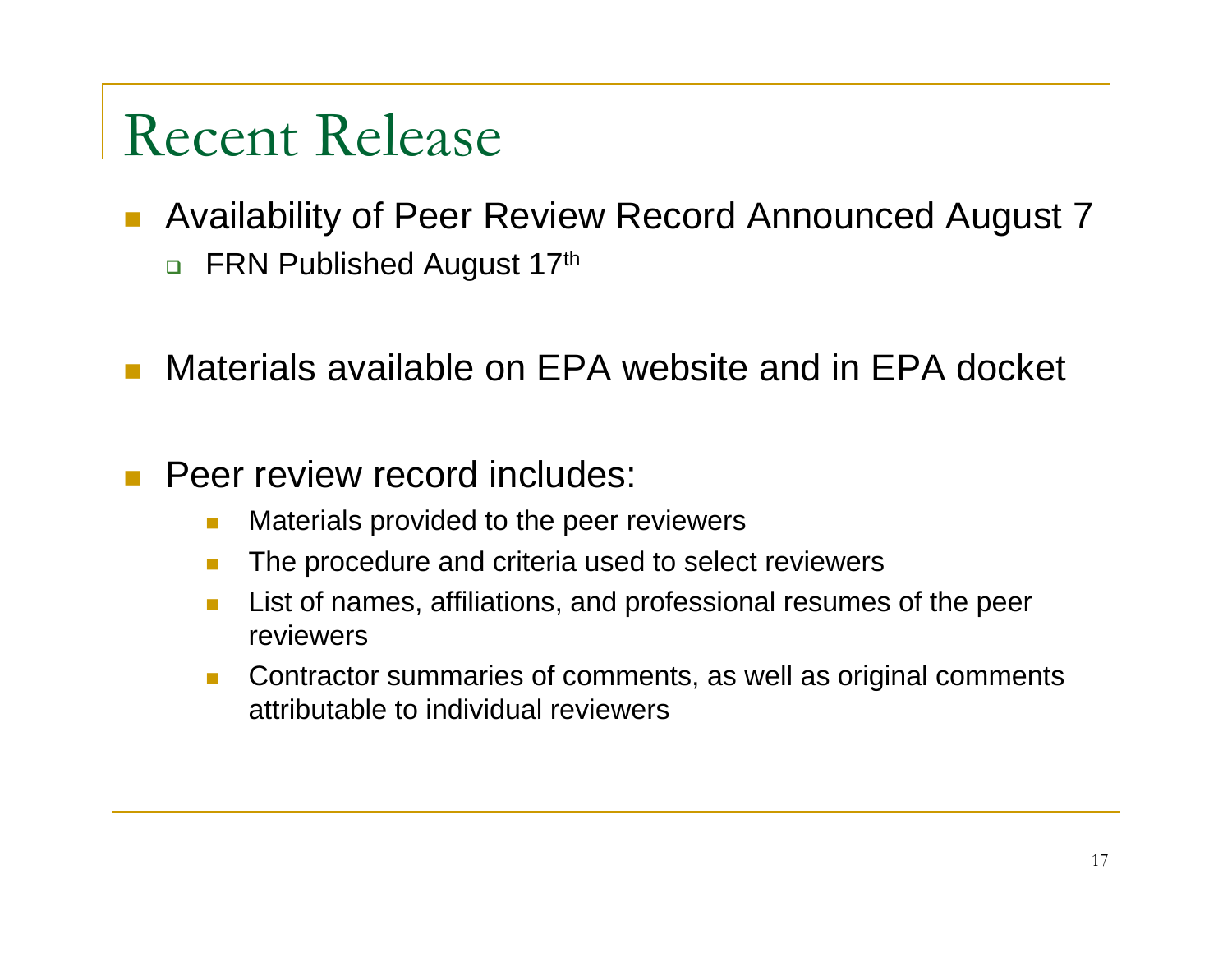# Recent Release

- Availability of Peer Review Record Announced August 7
  - FRN Published August 17th
- Materials available on EPA website and in EPA docket
- Peer review record includes:
  - Materials provided to the peer reviewers
  - The procedure and criteria used to select reviewers
  - List of names, affiliations, and professional resumes of the peer reviewers
  - Contractor summaries of comments, as well as original comments attributable to individual reviewers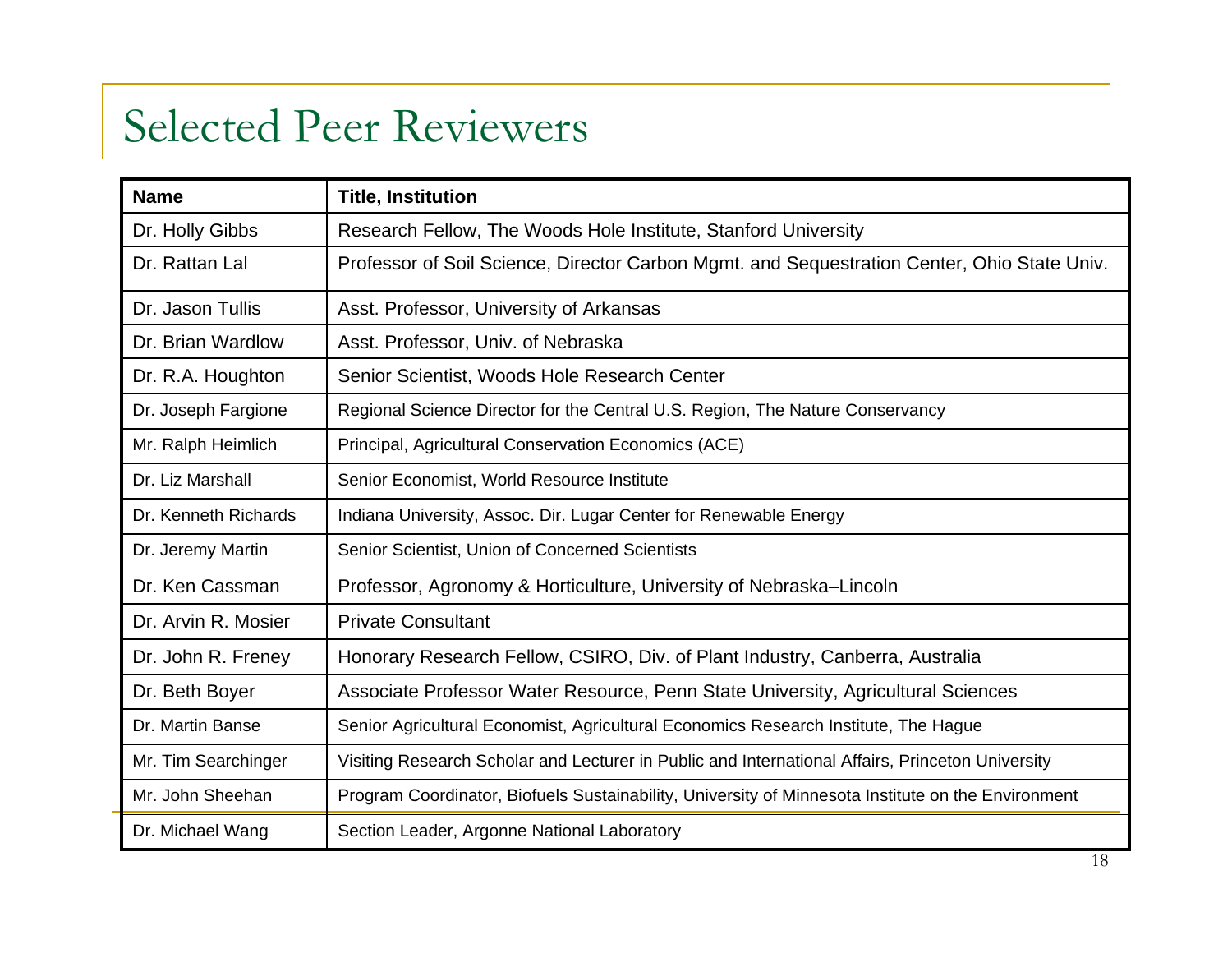# Selected Peer Reviewers

| Name | Title, Institution |
|---|---|
| Dr. Holly Gibbs | Research Fellow, The Woods Hole Institute, Stanford University |
| Dr. Rattan Lal | Professor of Soil Science, Director Carbon Mgmt. and Sequestration Center, Ohio State Univ. |
| Dr. Jason Tullis | Asst. Professor, University of Arkansas |
| Dr. Brian Wardlow | Asst. Professor, Univ. of Nebraska |
| Dr. R.A. Houghton | Senior Scientist, Woods Hole Research Center |
| Dr. Joseph Fargione | Regional Science Director for the Central U.S. Region, The Nature Conservancy |
| Mr. Ralph Heimlich | Principal, Agricultural Conservation Economics (ACE) |
| Dr. Liz Marshall | Senior Economist, World Resource Institute |
| Dr. Kenneth Richards | Indiana University, Assoc. Dir. Lugar Center for Renewable Energy |
| Dr. Jeremy Martin | Senior Scientist, Union of Concerned Scientists |
| Dr. Ken Cassman | Professor, Agronomy & Horticulture, University of Nebraska–Lincoln |
| Dr. Arvin R. Mosier | Private Consultant |
| Dr. John R. Freney | Honorary Research Fellow, CSIRO, Div. of Plant Industry, Canberra, Australia |
| Dr. Beth Boyer | Associate Professor Water Resource, Penn State University, Agricultural Sciences |
| Dr. Martin Banse | Senior Agricultural Economist, Agricultural Economics Research Institute, The Hague |
| Mr. Tim Searchinger | Visiting Research Scholar and Lecturer in Public and International Affairs, Princeton University |
| Mr. John Sheehan | Program Coordinator, Biofuels Sustainability, University of Minnesota Institute on the Environment |
| Dr. Michael Wang | Section Leader, Argonne National Laboratory |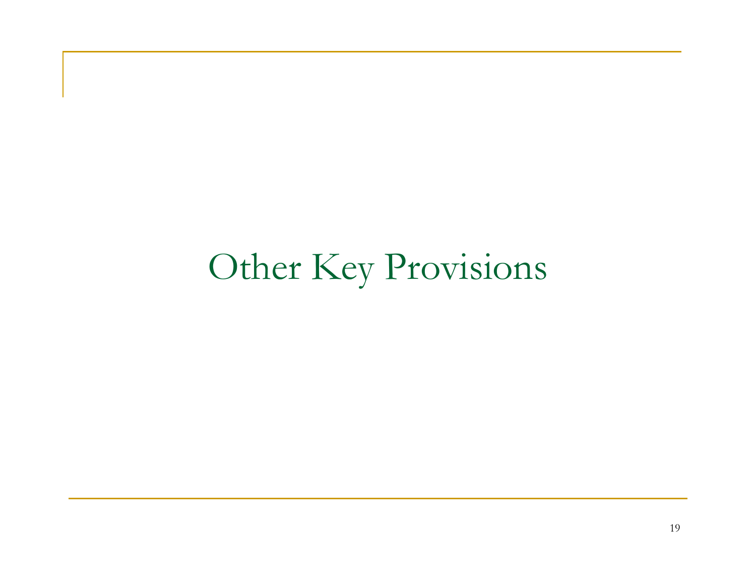# Other Key Provisions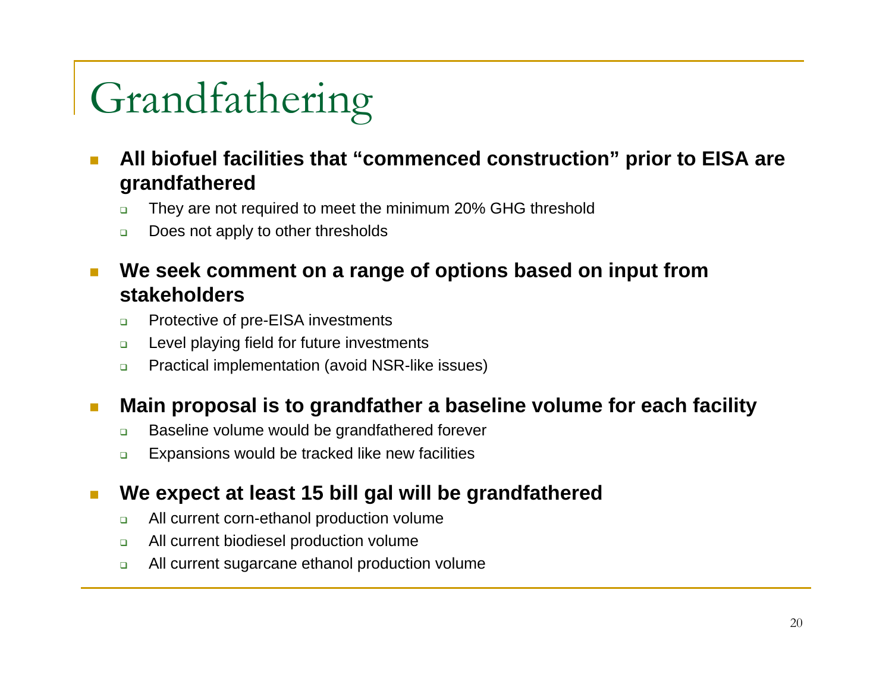# Grandfathering

- **All biofuel facilities that "commenced construction" prior to EISA are grandfathered**
  - They are not required to meet the minimum 20% GHG threshold
  - Does not apply to other thresholds
- **We seek comment on a range of options based on input from stakeholders**
  - Protective of pre-EISA investments
  - Level playing field for future investments
  - Practical implementation (avoid NSR-like issues)
- **Main proposal is to grandfather a baseline volume for each facility**
  - Baseline volume would be grandfathered forever
  - Expansions would be tracked like new facilities
- **We expect at least 15 bill gal will be grandfathered**
  - All current corn-ethanol production volume
  - All current biodiesel production volume
  - All current sugarcane ethanol production volume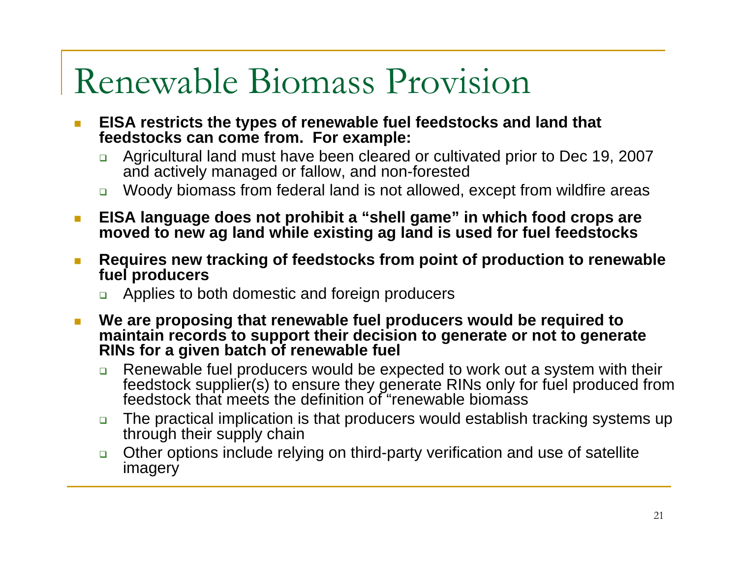# Renewable Biomass Provision

- **EISA restricts the types of renewable fuel feedstocks and land that feedstocks can come from. For example:**
  - Agricultural land must have been cleared or cultivated prior to Dec 19, 2007 and actively managed or fallow, and non-forested
  - Woody biomass from federal land is not allowed, except from wildfire areas
- **EISA language does not prohibit a "shell game" in which food crops are moved to new ag land while existing ag land is used for fuel feedstocks**
- **Requires new tracking of feedstocks from point of production to renewable fuel producers**
  - Applies to both domestic and foreign producers
- **We are proposing that renewable fuel producers would be required to maintain records to support their decision to generate or not to generate RINs for a given batch of renewable fuel**
  - Renewable fuel producers would be expected to work out a system with their feedstock supplier(s) to ensure they generate RINs only for fuel produced from feedstock that meets the definition of "renewable biomass
  - The practical implication is that producers would establish tracking systems up through their supply chain
  - Other options include relying on third-party verification and use of satellite imagery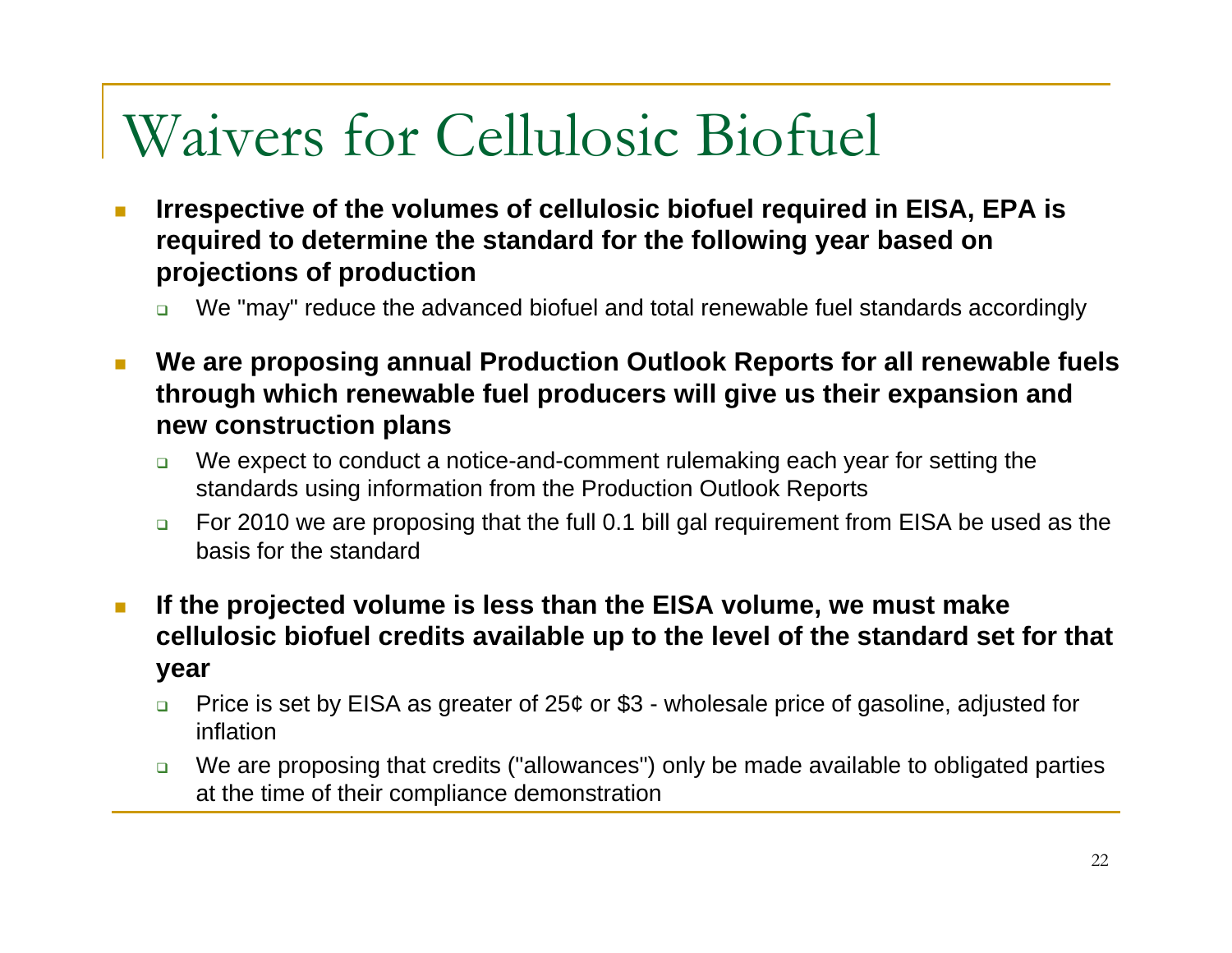# Waivers for Cellulosic Biofuel

- **Irrespective of the volumes of cellulosic biofuel required in EISA, EPA is required to determine the standard for the following year based on projections of production**
  - We "may" reduce the advanced biofuel and total renewable fuel standards accordingly
- **We are proposing annual Production Outlook Reports for all renewable fuels through which renewable fuel producers will give us their expansion and new construction plans**
  - We expect to conduct a notice-and-comment rulemaking each year for setting the standards using information from the Production Outlook Reports
  - For 2010 we are proposing that the full 0.1 bill gal requirement from EISA be used as the basis for the standard
- **If the projected volume is less than the EISA volume, we must make cellulosic biofuel credits available up to the level of the standard set for that year**
  - Price is set by EISA as greater of 25¢ or $3 - wholesale price of gasoline, adjusted for inflation
  - We are proposing that credits ("allowances") only be made available to obligated parties at the time of their compliance demonstration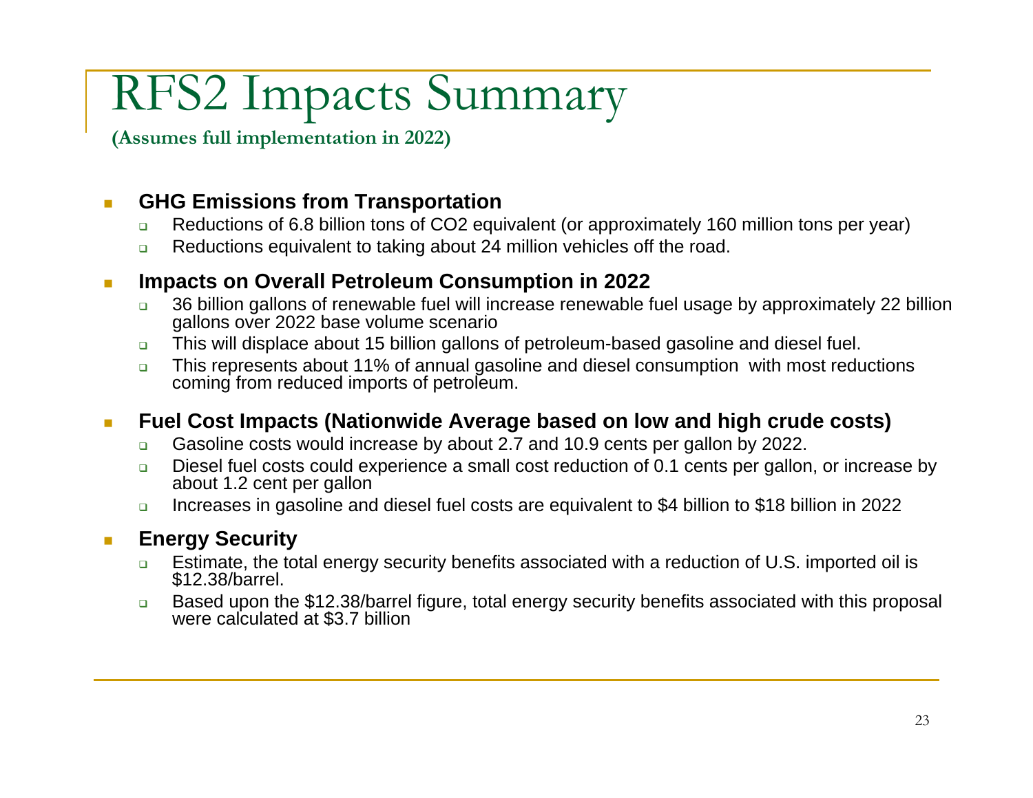# RFS2 Impacts Summary

**(Assumes full implementation in 2022)**

- **GHG Emissions from Transportation**
  - Reductions of 6.8 billion tons of $CO_2$ equivalent (or approximately 160 million tons per year)
  - Reductions equivalent to taking about 24 million vehicles off the road.
- **Impacts on Overall Petroleum Consumption in 2022**
  - 36 billion gallons of renewable fuel will increase renewable fuel usage by approximately 22 billion gallons over 2022 base volume scenario
  - This will displace about 15 billion gallons of petroleum-based gasoline and diesel fuel.
  - This represents about 11% of annual gasoline and diesel consumption with most reductions coming from reduced imports of petroleum.
- **Fuel Cost Impacts (Nationwide Average based on low and high crude costs)**
  - Gasoline costs would increase by about 2.7 and 10.9 cents per gallon by 2022.
  - Diesel fuel costs could experience a small cost reduction of 0.1 cents per gallon, or increase by about 1.2 cent per gallon
  - Increases in gasoline and diesel fuel costs are equivalent to $4 billion to $18 billion in 2022
- **Energy Security**
  - Estimate, the total energy security benefits associated with a reduction of U.S. imported oil is $12.38/barrel.
  - Based upon the $12.38/barrel figure, total energy security benefits associated with this proposal were calculated at $3.7 billion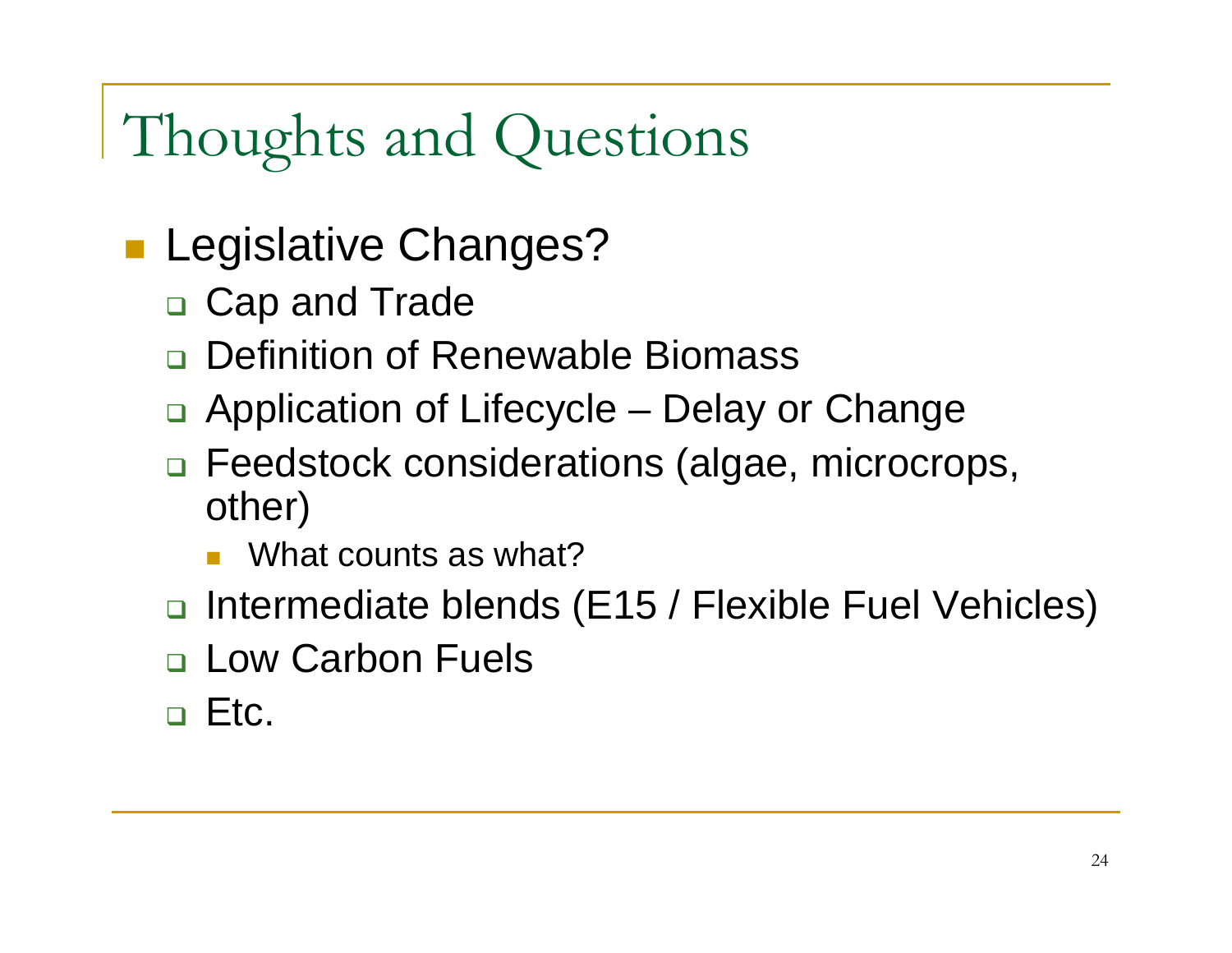# Thoughts and Questions

- Legislative Changes?
  - Cap and Trade
  - Definition of Renewable Biomass
  - Application of Lifecycle – Delay or Change
  - Feedstock considerations (algae, microcrops, other)
    - What counts as what?
  - Intermediate blends (E15 / Flexible Fuel Vehicles)
  - Low Carbon Fuels
  - Etc.